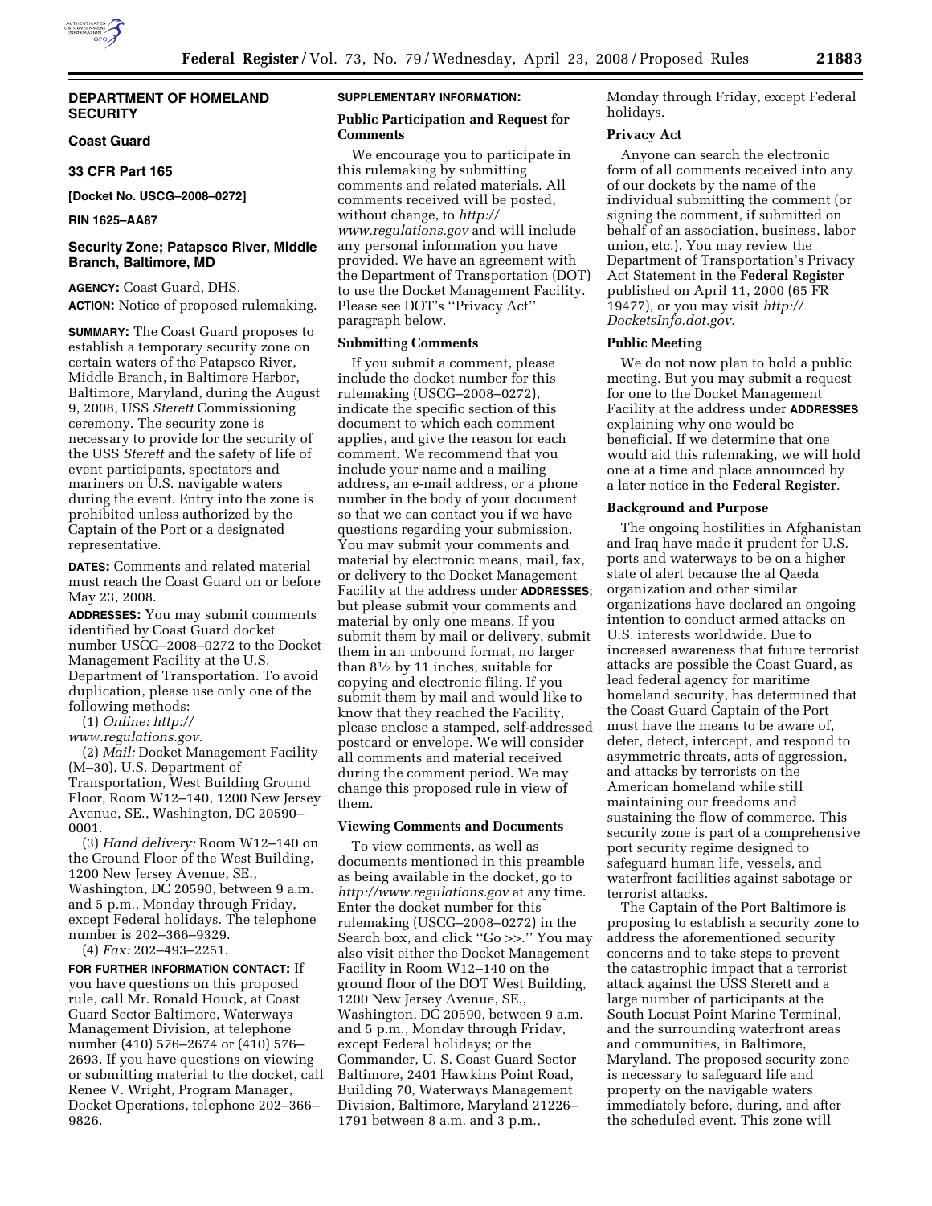## DEPARTMENT OF HOMELAND SECURITY

### Coast Guard

### 33 CFR Part 165

**[Docket No. USCG–2008–0272]**

**RIN 1625–AA87**

### Security Zone; Patapsco River, Middle Branch, Baltimore, MD

**AGENCY:** Coast Guard, DHS.

**ACTION:** Notice of proposed rulemaking.

**SUMMARY:** The Coast Guard proposes to establish a temporary security zone on certain waters of the Patapsco River, Middle Branch, in Baltimore Harbor, Baltimore, Maryland, during the August 9, 2008, USS *Sterett* Commissioning ceremony. The security zone is necessary to provide for the security of the USS *Sterett* and the safety of life of event participants, spectators and mariners on U.S. navigable waters during the event. Entry into the zone is prohibited unless authorized by the Captain of the Port or a designated representative.

**DATES:** Comments and related material must reach the Coast Guard on or before May 23, 2008.

**ADDRESSES:** You may submit comments identified by Coast Guard docket number USCG–2008–0272 to the Docket Management Facility at the U.S. Department of Transportation. To avoid duplication, please use only one of the following methods:

(1) *Online: http://www.regulations.gov*.

(2) *Mail:* Docket Management Facility (M–30), U.S. Department of Transportation, West Building Ground Floor, Room W12–140, 1200 New Jersey Avenue, SE., Washington, DC 20590–0001.

(3) *Hand delivery:* Room W12–140 on the Ground Floor of the West Building, 1200 New Jersey Avenue, SE., Washington, DC 20590, between 9 a.m. and 5 p.m., Monday through Friday, except Federal holidays. The telephone number is 202–366–9329.

(4) *Fax:* 202–493–2251.

**FOR FURTHER INFORMATION CONTACT:** If you have questions on this proposed rule, call Mr. Ronald Houck, at Coast Guard Sector Baltimore, Waterways Management Division, at telephone number (410) 576–2674 or (410) 576–2693. If you have questions on viewing or submitting material to the docket, call Renee V. Wright, Program Manager, Docket Operations, telephone 202–366–9826.

**SUPPLEMENTARY INFORMATION:**

### Public Participation and Request for Comments

We encourage you to participate in this rulemaking by submitting comments and related materials. All comments received will be posted, without change, to *http://www.regulations.gov* and will include any personal information you have provided. We have an agreement with the Department of Transportation (DOT) to use the Docket Management Facility. Please see DOT's ''Privacy Act'' paragraph below.

### Submitting Comments

If you submit a comment, please include the docket number for this rulemaking (USCG–2008–0272), indicate the specific section of this document to which each comment applies, and give the reason for each comment. We recommend that you include your name and a mailing address, an e-mail address, or a phone number in the body of your document so that we can contact you if we have questions regarding your submission. You may submit your comments and material by electronic means, mail, fax, or delivery to the Docket Management Facility at the address under **ADDRESSES**; but please submit your comments and material by only one means. If you submit them by mail or delivery, submit them in an unbound format, no larger than 8½ by 11 inches, suitable for copying and electronic filing. If you submit them by mail and would like to know that they reached the Facility, please enclose a stamped, self-addressed postcard or envelope. We will consider all comments and material received during the comment period. We may change this proposed rule in view of them.

### Viewing Comments and Documents

To view comments, as well as documents mentioned in this preamble as being available in the docket, go to *http://www.regulations.gov* at any time. Enter the docket number for this rulemaking (USCG–2008–0272) in the Search box, and click ''Go >>.'' You may also visit either the Docket Management Facility in Room W12–140 on the ground floor of the DOT West Building, 1200 New Jersey Avenue, SE., Washington, DC 20590, between 9 a.m. and 5 p.m., Monday through Friday, except Federal holidays; or the Commander, U. S. Coast Guard Sector Baltimore, 2401 Hawkins Point Road, Building 70, Waterways Management Division, Baltimore, Maryland 21226–1791 between 8 a.m. and 3 p.m., Monday through Friday, except Federal holidays.

### Privacy Act

Anyone can search the electronic form of all comments received into any of our dockets by the name of the individual submitting the comment (or signing the comment, if submitted on behalf of an association, business, labor union, etc.). You may review the Department of Transportation's Privacy Act Statement in the **Federal Register** published on April 11, 2000 (65 FR 19477), or you may visit *http://DocketsInfo.dot.gov*.

### Public Meeting

We do not now plan to hold a public meeting. But you may submit a request for one to the Docket Management Facility at the address under **ADDRESSES** explaining why one would be beneficial. If we determine that one would aid this rulemaking, we will hold one at a time and place announced by a later notice in the **Federal Register**.

### Background and Purpose

The ongoing hostilities in Afghanistan and Iraq have made it prudent for U.S. ports and waterways to be on a higher state of alert because the al Qaeda organization and other similar organizations have declared an ongoing intention to conduct armed attacks on U.S. interests worldwide. Due to increased awareness that future terrorist attacks are possible the Coast Guard, as lead federal agency for maritime homeland security, has determined that the Coast Guard Captain of the Port must have the means to be aware of, deter, detect, intercept, and respond to asymmetric threats, acts of aggression, and attacks by terrorists on the American homeland while still maintaining our freedoms and sustaining the flow of commerce. This security zone is part of a comprehensive port security regime designed to safeguard human life, vessels, and waterfront facilities against sabotage or terrorist attacks.

The Captain of the Port Baltimore is proposing to establish a security zone to address the aforementioned security concerns and to take steps to prevent the catastrophic impact that a terrorist attack against the USS Sterett and a large number of participants at the South Locust Point Marine Terminal, and the surrounding waterfront areas and communities, in Baltimore, Maryland. The proposed security zone is necessary to safeguard life and property on the navigable waters immediately before, during, and after the scheduled event. This zone will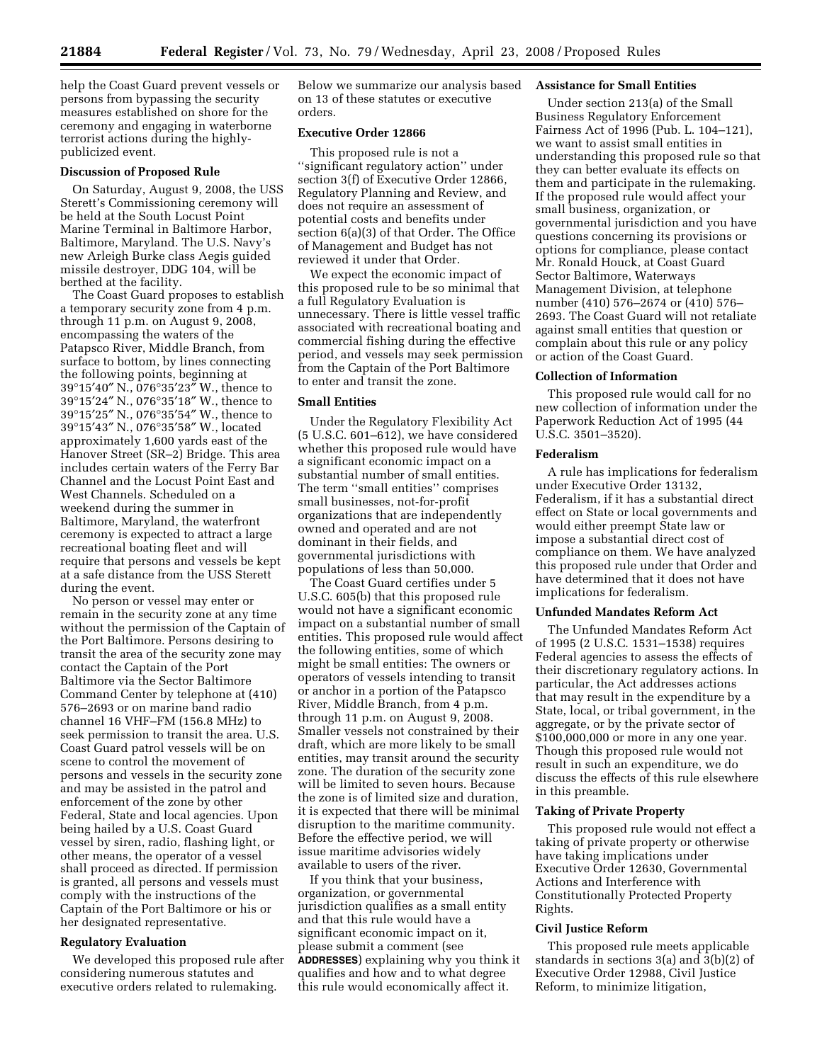help the Coast Guard prevent vessels or persons from bypassing the security measures established on shore for the ceremony and engaging in waterborne terrorist actions during the highly-publicized event.

### Discussion of Proposed Rule

On Saturday, August 9, 2008, the USS Sterett's Commissioning ceremony will be held at the South Locust Point Marine Terminal in Baltimore Harbor, Baltimore, Maryland. The U.S. Navy's new Arleigh Burke class Aegis guided missile destroyer, DDG 104, will be berthed at the facility.

The Coast Guard proposes to establish a temporary security zone from 4 p.m. through 11 p.m. on August 9, 2008, encompassing the waters of the Patapsco River, Middle Branch, from surface to bottom, by lines connecting the following points, beginning at 39°15′40″ N., 076°35′23″ W., thence to 39°15′24″ N., 076°35′18″ W., thence to 39°15′25″ N., 076°35′54″ W., thence to 39°15′43″ N., 076°35′58″ W., located approximately 1,600 yards east of the Hanover Street (SR–2) Bridge. This area includes certain waters of the Ferry Bar Channel and the Locust Point East and West Channels. Scheduled on a weekend during the summer in Baltimore, Maryland, the waterfront ceremony is expected to attract a large recreational boating fleet and will require that persons and vessels be kept at a safe distance from the USS Sterett during the event.

No person or vessel may enter or remain in the security zone at any time without the permission of the Captain of the Port Baltimore. Persons desiring to transit the area of the security zone may contact the Captain of the Port Baltimore via the Sector Baltimore Command Center by telephone at (410) 576–2693 or on marine band radio channel 16 VHF–FM (156.8 MHz) to seek permission to transit the area. U.S. Coast Guard patrol vessels will be on scene to control the movement of persons and vessels in the security zone and may be assisted in the patrol and enforcement of the zone by other Federal, State and local agencies. Upon being hailed by a U.S. Coast Guard vessel by siren, radio, flashing light, or other means, the operator of a vessel shall proceed as directed. If permission is granted, all persons and vessels must comply with the instructions of the Captain of the Port Baltimore or his or her designated representative.

### Regulatory Evaluation

We developed this proposed rule after considering numerous statutes and executive orders related to rulemaking. Below we summarize our analysis based on 13 of these statutes or executive orders.

### Executive Order 12866

This proposed rule is not a "significant regulatory action" under section 3(f) of Executive Order 12866, Regulatory Planning and Review, and does not require an assessment of potential costs and benefits under section 6(a)(3) of that Order. The Office of Management and Budget has not reviewed it under that Order.

We expect the economic impact of this proposed rule to be so minimal that a full Regulatory Evaluation is unnecessary. There is little vessel traffic associated with recreational boating and commercial fishing during the effective period, and vessels may seek permission from the Captain of the Port Baltimore to enter and transit the zone.

### Small Entities

Under the Regulatory Flexibility Act (5 U.S.C. 601–612), we have considered whether this proposed rule would have a significant economic impact on a substantial number of small entities. The term "small entities" comprises small businesses, not-for-profit organizations that are independently owned and operated and are not dominant in their fields, and governmental jurisdictions with populations of less than 50,000.

The Coast Guard certifies under 5 U.S.C. 605(b) that this proposed rule would not have a significant economic impact on a substantial number of small entities. This proposed rule would affect the following entities, some of which might be small entities: The owners or operators of vessels intending to transit or anchor in a portion of the Patapsco River, Middle Branch, from 4 p.m. through 11 p.m. on August 9, 2008. Smaller vessels not constrained by their draft, which are more likely to be small entities, may transit around the security zone. The duration of the security zone will be limited to seven hours. Because the zone is of limited size and duration, it is expected that there will be minimal disruption to the maritime community. Before the effective period, we will issue maritime advisories widely available to users of the river.

If you think that your business, organization, or governmental jurisdiction qualifies as a small entity and that this rule would have a significant economic impact on it, please submit a comment (see **ADDRESSES**) explaining why you think it qualifies and how and to what degree this rule would economically affect it.

### Assistance for Small Entities

Under section 213(a) of the Small Business Regulatory Enforcement Fairness Act of 1996 (Pub. L. 104–121), we want to assist small entities in understanding this proposed rule so that they can better evaluate its effects on them and participate in the rulemaking. If the proposed rule would affect your small business, organization, or governmental jurisdiction and you have questions concerning its provisions or options for compliance, please contact Mr. Ronald Houck, at Coast Guard Sector Baltimore, Waterways Management Division, at telephone number (410) 576–2674 or (410) 576–2693. The Coast Guard will not retaliate against small entities that question or complain about this rule or any policy or action of the Coast Guard.

### Collection of Information

This proposed rule would call for no new collection of information under the Paperwork Reduction Act of 1995 (44 U.S.C. 3501–3520).

### Federalism

A rule has implications for federalism under Executive Order 13132, Federalism, if it has a substantial direct effect on State or local governments and would either preempt State law or impose a substantial direct cost of compliance on them. We have analyzed this proposed rule under that Order and have determined that it does not have implications for federalism.

### Unfunded Mandates Reform Act

The Unfunded Mandates Reform Act of 1995 (2 U.S.C. 1531–1538) requires Federal agencies to assess the effects of their discretionary regulatory actions. In particular, the Act addresses actions that may result in the expenditure by a State, local, or tribal government, in the aggregate, or by the private sector of $100,000,000 or more in any one year. Though this proposed rule would not result in such an expenditure, we do discuss the effects of this rule elsewhere in this preamble.

### Taking of Private Property

This proposed rule would not effect a taking of private property or otherwise have taking implications under Executive Order 12630, Governmental Actions and Interference with Constitutionally Protected Property Rights.

### Civil Justice Reform

This proposed rule meets applicable standards in sections 3(a) and 3(b)(2) of Executive Order 12988, Civil Justice Reform, to minimize litigation,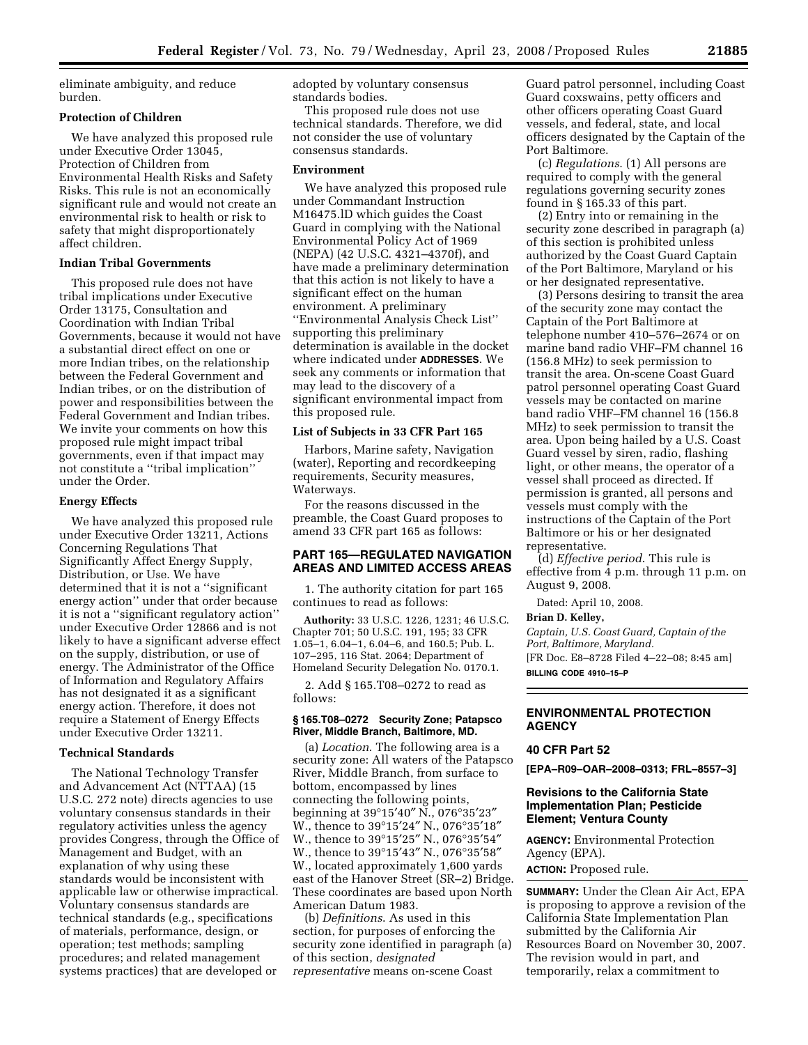eliminate ambiguity, and reduce burden.

**Protection of Children**

We have analyzed this proposed rule under Executive Order 13045, Protection of Children from Environmental Health Risks and Safety Risks. This rule is not an economically significant rule and would not create an environmental risk to health or risk to safety that might disproportionately affect children.

**Indian Tribal Governments**

This proposed rule does not have tribal implications under Executive Order 13175, Consultation and Coordination with Indian Tribal Governments, because it would not have a substantial direct effect on one or more Indian tribes, on the relationship between the Federal Government and Indian tribes, or on the distribution of power and responsibilities between the Federal Government and Indian tribes. We invite your comments on how this proposed rule might impact tribal governments, even if that impact may not constitute a ''tribal implication'' under the Order.

**Energy Effects**

We have analyzed this proposed rule under Executive Order 13211, Actions Concerning Regulations That Significantly Affect Energy Supply, Distribution, or Use. We have determined that it is not a ''significant energy action'' under that order because it is not a ''significant regulatory action'' under Executive Order 12866 and is not likely to have a significant adverse effect on the supply, distribution, or use of energy. The Administrator of the Office of Information and Regulatory Affairs has not designated it as a significant energy action. Therefore, it does not require a Statement of Energy Effects under Executive Order 13211.

**Technical Standards**

The National Technology Transfer and Advancement Act (NTTAA) (15 U.S.C. 272 note) directs agencies to use voluntary consensus standards in their regulatory activities unless the agency provides Congress, through the Office of Management and Budget, with an explanation of why using these standards would be inconsistent with applicable law or otherwise impractical. Voluntary consensus standards are technical standards (e.g., specifications of materials, performance, design, or operation; test methods; sampling procedures; and related management systems practices) that are developed or adopted by voluntary consensus standards bodies.

This proposed rule does not use technical standards. Therefore, we did not consider the use of voluntary consensus standards.

**Environment**

We have analyzed this proposed rule under Commandant Instruction M16475.lD which guides the Coast Guard in complying with the National Environmental Policy Act of 1969 (NEPA) (42 U.S.C. 4321–4370f), and have made a preliminary determination that this action is not likely to have a significant effect on the human environment. A preliminary ''Environmental Analysis Check List'' supporting this preliminary determination is available in the docket where indicated under **ADDRESSES**. We seek any comments or information that may lead to the discovery of a significant environmental impact from this proposed rule.

**List of Subjects in 33 CFR Part 165**

Harbors, Marine safety, Navigation (water), Reporting and recordkeeping requirements, Security measures, Waterways.

For the reasons discussed in the preamble, the Coast Guard proposes to amend 33 CFR part 165 as follows:

## PART 165—REGULATED NAVIGATION AREAS AND LIMITED ACCESS AREAS

1. The authority citation for part 165 continues to read as follows:

**Authority:** 33 U.S.C. 1226, 1231; 46 U.S.C. Chapter 701; 50 U.S.C. 191, 195; 33 CFR 1.05–1, 6.04–1, 6.04–6, and 160.5; Pub. L. 107–295, 116 Stat. 2064; Department of Homeland Security Delegation No. 0170.1.

2. Add § 165.T08–0272 to read as follows:

**§ 165.T08–0272 Security Zone; Patapsco River, Middle Branch, Baltimore, MD.**

(a) *Location.* The following area is a security zone: All waters of the Patapsco River, Middle Branch, from surface to bottom, encompassed by lines connecting the following points, beginning at 39°15′40″ N., 076°35′23″ W., thence to 39°15′24″ N., 076°35′18″ W., thence to 39°15′25″ N., 076°35′54″ W., thence to 39°15′43″ N., 076°35′58″ W., located approximately 1,600 yards east of the Hanover Street (SR–2) Bridge. These coordinates are based upon North American Datum 1983.

(b) *Definitions.* As used in this section, for purposes of enforcing the security zone identified in paragraph (a) of this section, *designated representative* means on-scene Coast Guard patrol personnel, including Coast Guard coxswains, petty officers and other officers operating Coast Guard vessels, and federal, state, and local officers designated by the Captain of the Port Baltimore.

(c) *Regulations.* (1) All persons are required to comply with the general regulations governing security zones found in § 165.33 of this part.

(2) Entry into or remaining in the security zone described in paragraph (a) of this section is prohibited unless authorized by the Coast Guard Captain of the Port Baltimore, Maryland or his or her designated representative.

(3) Persons desiring to transit the area of the security zone may contact the Captain of the Port Baltimore at telephone number 410–576–2674 or on marine band radio VHF–FM channel 16 (156.8 MHz) to seek permission to transit the area. On-scene Coast Guard patrol personnel operating Coast Guard vessels may be contacted on marine band radio VHF–FM channel 16 (156.8 MHz) to seek permission to transit the area. Upon being hailed by a U.S. Coast Guard vessel by siren, radio, flashing light, or other means, the operator of a vessel shall proceed as directed. If permission is granted, all persons and vessels must comply with the instructions of the Captain of the Port Baltimore or his or her designated representative.

(d) *Effective period.* This rule is effective from 4 p.m. through 11 p.m. on August 9, 2008.

Dated: April 10, 2008.

**Brian D. Kelley,**

*Captain, U.S. Coast Guard, Captain of the Port, Baltimore, Maryland.*

[FR Doc. E8–8728 Filed 4–22–08; 8:45 am]

**BILLING CODE 4910–15–P**

---

## ENVIRONMENTAL PROTECTION AGENCY

### 40 CFR Part 52

**[EPA–R09–OAR–2008–0313; FRL–8557–3]**

### Revisions to the California State Implementation Plan; Pesticide Element; Ventura County

**AGENCY:** Environmental Protection Agency (EPA).

**ACTION:** Proposed rule.

**SUMMARY:** Under the Clean Air Act, EPA is proposing to approve a revision of the California State Implementation Plan submitted by the California Air Resources Board on November 30, 2007. The revision would in part, and temporarily, relax a commitment to